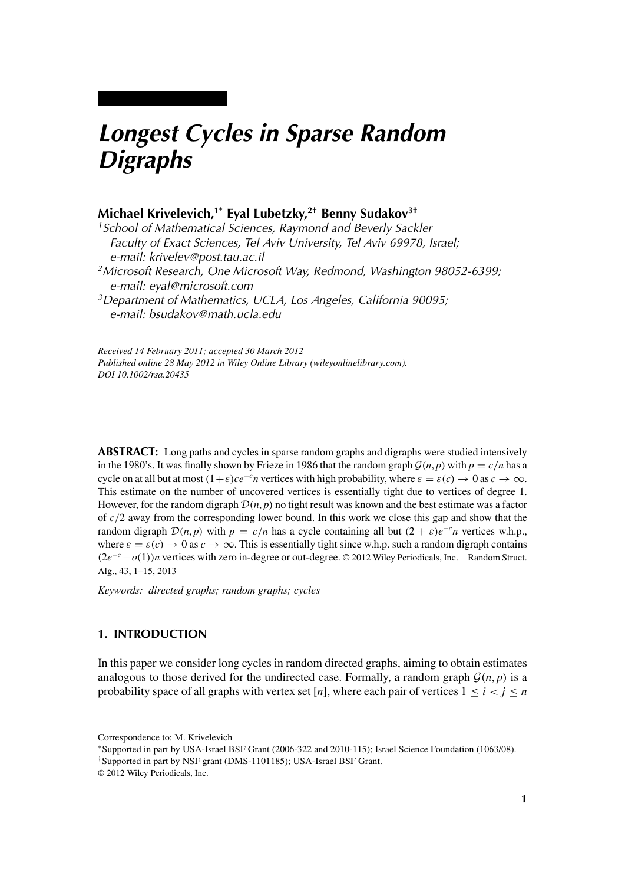# Longest Cycles in Sparse Random Digraphs

**Michael Krivelevich,[1*] Eyal Lubetzky,[2†] Benny Sudakov[3†]**

[1] *School of Mathematical Sciences, Raymond and Beverly Sackler Faculty of Exact Sciences, Tel Aviv University, Tel Aviv 69978, Israel; e-mail: krivelev@post.tau.ac.il*

[2] *Microsoft Research, One Microsoft Way, Redmond, Washington 98052-6399; e-mail: eyal@microsoft.com*

[3] *Department of Mathematics, UCLA, Los Angeles, California 90095; e-mail: bsudakov@math.ucla.edu*

*Received 14 February 2011; accepted 30 March 2012*
*Published online 28 May 2012 in Wiley Online Library (wileyonlinelibrary.com).*
*DOI 10.1002/rsa.20435*

**ABSTRACT:** Long paths and cycles in sparse random graphs and digraphs were studied intensively in the 1980's. It was finally shown by Frieze in 1986 that the random graph $\mathcal{G}(n,p)$ with $p = c/n$ has a cycle on at all but at most $(1+\varepsilon)ce^{-c}n$ vertices with high probability, where $\varepsilon = \varepsilon(c) \to 0$ as $c \to \infty$. This estimate on the number of uncovered vertices is essentially tight due to vertices of degree 1. However, for the random digraph $\mathcal{D}(n,p)$ no tight result was known and the best estimate was a factor of $c/2$ away from the corresponding lower bound. In this work we close this gap and show that the random digraph $\mathcal{D}(n,p)$ with $p = c/n$ has a cycle containing all but $(2+\varepsilon)e^{-c}n$ vertices w.h.p., where $\varepsilon = \varepsilon(c) \to 0$ as $c \to \infty$. This is essentially tight since w.h.p. such a random digraph contains $(2e^{-c} - o(1))n$ vertices with zero in-degree or out-degree. © 2012 Wiley Periodicals, Inc. Random Struct. Alg., 43, 1–15, 2013

*Keywords: directed graphs; random graphs; cycles*

## 1. INTRODUCTION

In this paper we consider long cycles in random directed graphs, aiming to obtain estimates analogous to those derived for the undirected case. Formally, a random graph $\mathcal{G}(n,p)$ is a probability space of all graphs with vertex set $[n]$, where each pair of vertices $1 \le i < j \le n$

---

Correspondence to: M. Krivelevich

*Supported in part by USA-Israel BSF Grant (2006-322 and 2010-115); Israel Science Foundation (1063/08).

†Supported in part by NSF grant (DMS-1101185); USA-Israel BSF Grant.

© 2012 Wiley Periodicals, Inc.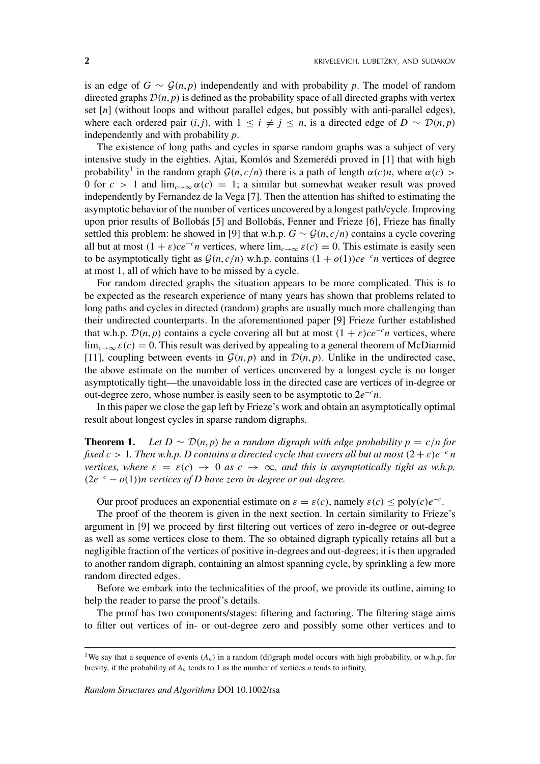is an edge of $G \sim \mathcal{G}(n,p)$ independently and with probability $p$. The model of random directed graphs $\mathcal{D}(n,p)$ is defined as the probability space of all directed graphs with vertex set $[n]$ (without loops and without parallel edges, but possibly with anti-parallel edges), where each ordered pair $(i,j)$, with $1 \leq i \neq j \leq n$, is a directed edge of $D \sim \mathcal{D}(n,p)$ independently and with probability $p$.

The existence of long paths and cycles in sparse random graphs was a subject of very intensive study in the eighties. Ajtai, Komlós and Szemerédi proved in [1] that with high probability[1] in the random graph $\mathcal{G}(n,c/n)$ there is a path of length $\alpha(c)n$, where $\alpha(c) > 0$ for $c > 1$ and $\lim_{c\to\infty} \alpha(c) = 1$; a similar but somewhat weaker result was proved independently by Fernandez de la Vega [7]. Then the attention has shifted to estimating the asymptotic behavior of the number of vertices uncovered by a longest path/cycle. Improving upon prior results of Bollobás [5] and Bollobás, Fenner and Frieze [6], Frieze has finally settled this problem: he showed in [9] that w.h.p. $G \sim \mathcal{G}(n,c/n)$ contains a cycle covering all but at most $(1+\varepsilon)ce^{-c}n$ vertices, where $\lim_{c\to\infty} \varepsilon(c) = 0$. This estimate is easily seen to be asymptotically tight as $\mathcal{G}(n,c/n)$ w.h.p. contains $(1+o(1))ce^{-c}n$ vertices of degree at most 1, all of which have to be missed by a cycle.

For random directed graphs the situation appears to be more complicated. This is to be expected as the research experience of many years has shown that problems related to long paths and cycles in directed (random) graphs are usually much more challenging than their undirected counterparts. In the aforementioned paper [9] Frieze further established that w.h.p. $\mathcal{D}(n,p)$ contains a cycle covering all but at most $(1+\varepsilon)ce^{-c}n$ vertices, where $\lim_{c\to\infty} \varepsilon(c) = 0$. This result was derived by appealing to a general theorem of McDiarmid [11], coupling between events in $\mathcal{G}(n,p)$ and in $\mathcal{D}(n,p)$. Unlike in the undirected case, the above estimate on the number of vertices uncovered by a longest cycle is no longer asymptotically tight—the unavoidable loss in the directed case are vertices of in-degree or out-degree zero, whose number is easily seen to be asymptotic to $2e^{-c}n$.

In this paper we close the gap left by Frieze's work and obtain an asymptotically optimal result about longest cycles in sparse random digraphs.

**Theorem 1.** *Let $D \sim \mathcal{D}(n,p)$ be a random digraph with edge probability $p = c/n$ for fixed $c > 1$. Then w.h.p. $D$ contains a directed cycle that covers all but at most $(2+\varepsilon)e^{-c}n$ vertices, where $\varepsilon = \varepsilon(c) \to 0$ as $c \to \infty$, and this is asymptotically tight as w.h.p. $(2e^{-c} - o(1))n$ vertices of $D$ have zero in-degree or out-degree.*

Our proof produces an exponential estimate on $\varepsilon = \varepsilon(c)$, namely $\varepsilon(c) \leq \text{poly}(c)e^{-c}$.

The proof of the theorem is given in the next section. In certain similarity to Frieze's argument in [9] we proceed by first filtering out vertices of zero in-degree or out-degree as well as some vertices close to them. The so obtained digraph typically retains all but a negligible fraction of the vertices of positive in-degrees and out-degrees; it is then upgraded to another random digraph, containing an almost spanning cycle, by sprinkling a few more random directed edges.

Before we embark into the technicalities of the proof, we provide its outline, aiming to help the reader to parse the proof's details.

The proof has two components/stages: filtering and factoring. The filtering stage aims to filter out vertices of in- or out-degree zero and possibly some other vertices and to

[1] We say that a sequence of events $(A_n)$ in a random (di)graph model occurs with high probability, or w.h.p. for brevity, if the probability of $A_n$ tends to 1 as the number of vertices $n$ tends to infinity.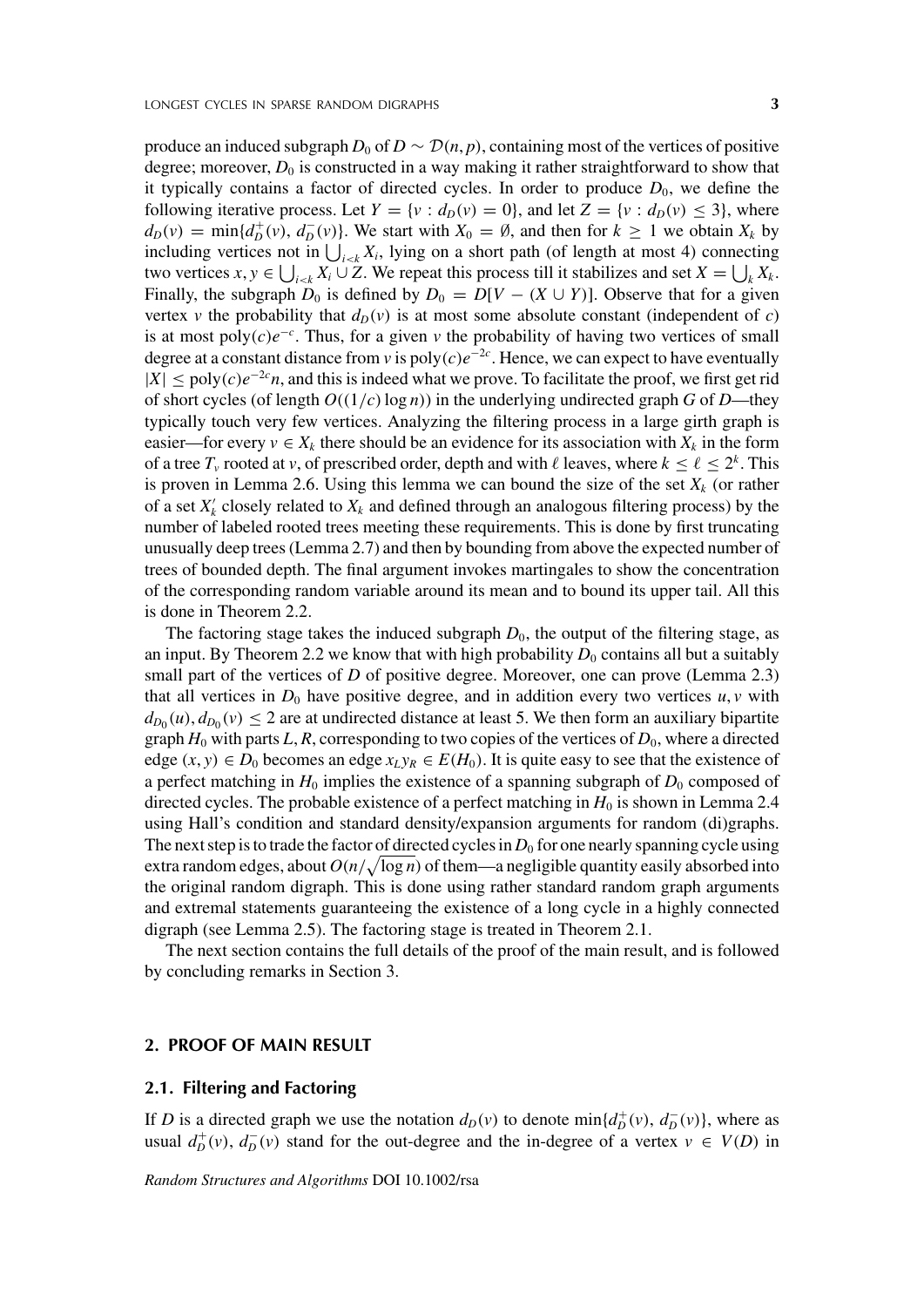produce an induced subgraph $D_0$ of $D \sim \mathcal{D}(n,p)$, containing most of the vertices of positive degree; moreover, $D_0$ is constructed in a way making it rather straightforward to show that it typically contains a factor of directed cycles. In order to produce $D_0$, we define the following iterative process. Let $Y = \{v : d_D(v) = 0\}$, and let $Z = \{v : d_D(v) \leq 3\}$, where $d_D(v) = \min\{d_D^+(v), d_D^-(v)\}$. We start with $X_0 = \emptyset$, and then for $k \geq 1$ we obtain $X_k$ by including vertices not in $\bigcup_{i<k} X_i$, lying on a short path (of length at most 4) connecting two vertices $x, y \in \bigcup_{i<k} X_i \cup Z$. We repeat this process till it stabilizes and set $X = \bigcup_k X_k$. Finally, the subgraph $D_0$ is defined by $D_0 = D[V - (X \cup Y)]$. Observe that for a given vertex $v$ the probability that $d_D(v)$ is at most some absolute constant (independent of $c$) is at most $\text{poly}(c)e^{-c}$. Thus, for a given $v$ the probability of having two vertices of small degree at a constant distance from $v$ is $\text{poly}(c)e^{-2c}$. Hence, we can expect to have eventually $|X| \leq \text{poly}(c)e^{-2c}n$, and this is indeed what we prove. To facilitate the proof, we first get rid of short cycles (of length $O((1/c)\log n)$) in the underlying undirected graph $G$ of $D$—they typically touch very few vertices. Analyzing the filtering process in a large girth graph is easier—for every $v \in X_k$ there should be an evidence for its association with $X_k$ in the form of a tree $T_v$ rooted at $v$, of prescribed order, depth and with $\ell$ leaves, where $k \leq \ell \leq 2^k$. This is proven in Lemma 2.6. Using this lemma we can bound the size of the set $X_k$ (or rather of a set $X'_k$ closely related to $X_k$ and defined through an analogous filtering process) by the number of labeled rooted trees meeting these requirements. This is done by first truncating unusually deep trees (Lemma 2.7) and then by bounding from above the expected number of trees of bounded depth. The final argument invokes martingales to show the concentration of the corresponding random variable around its mean and to bound its upper tail. All this is done in Theorem 2.2.

The factoring stage takes the induced subgraph $D_0$, the output of the filtering stage, as an input. By Theorem 2.2 we know that with high probability $D_0$ contains all but a suitably small part of the vertices of $D$ of positive degree. Moreover, one can prove (Lemma 2.3) that all vertices in $D_0$ have positive degree, and in addition every two vertices $u, v$ with $d_{D_0}(u), d_{D_0}(v) \leq 2$ are at undirected distance at least 5. We then form an auxiliary bipartite graph $H_0$ with parts $L, R$, corresponding to two copies of the vertices of $D_0$, where a directed edge $(x, y) \in D_0$ becomes an edge $x_L y_R \in E(H_0)$. It is quite easy to see that the existence of a perfect matching in $H_0$ implies the existence of a spanning subgraph of $D_0$ composed of directed cycles. The probable existence of a perfect matching in $H_0$ is shown in Lemma 2.4 using Hall's condition and standard density/expansion arguments for random (di)graphs. The next step is to trade the factor of directed cycles in $D_0$ for one nearly spanning cycle using extra random edges, about $O(n/\sqrt{\log n})$ of them—a negligible quantity easily absorbed into the original random digraph. This is done using rather standard random graph arguments and extremal statements guaranteeing the existence of a long cycle in a highly connected digraph (see Lemma 2.5). The factoring stage is treated in Theorem 2.1.

The next section contains the full details of the proof of the main result, and is followed by concluding remarks in Section 3.

## 2. PROOF OF MAIN RESULT

### 2.1. Filtering and Factoring

If $D$ is a directed graph we use the notation $d_D(v)$ to denote $\min\{d_D^+(v), d_D^-(v)\}$, where as usual $d_D^+(v)$, $d_D^-(v)$ stand for the out-degree and the in-degree of a vertex $v \in V(D)$ in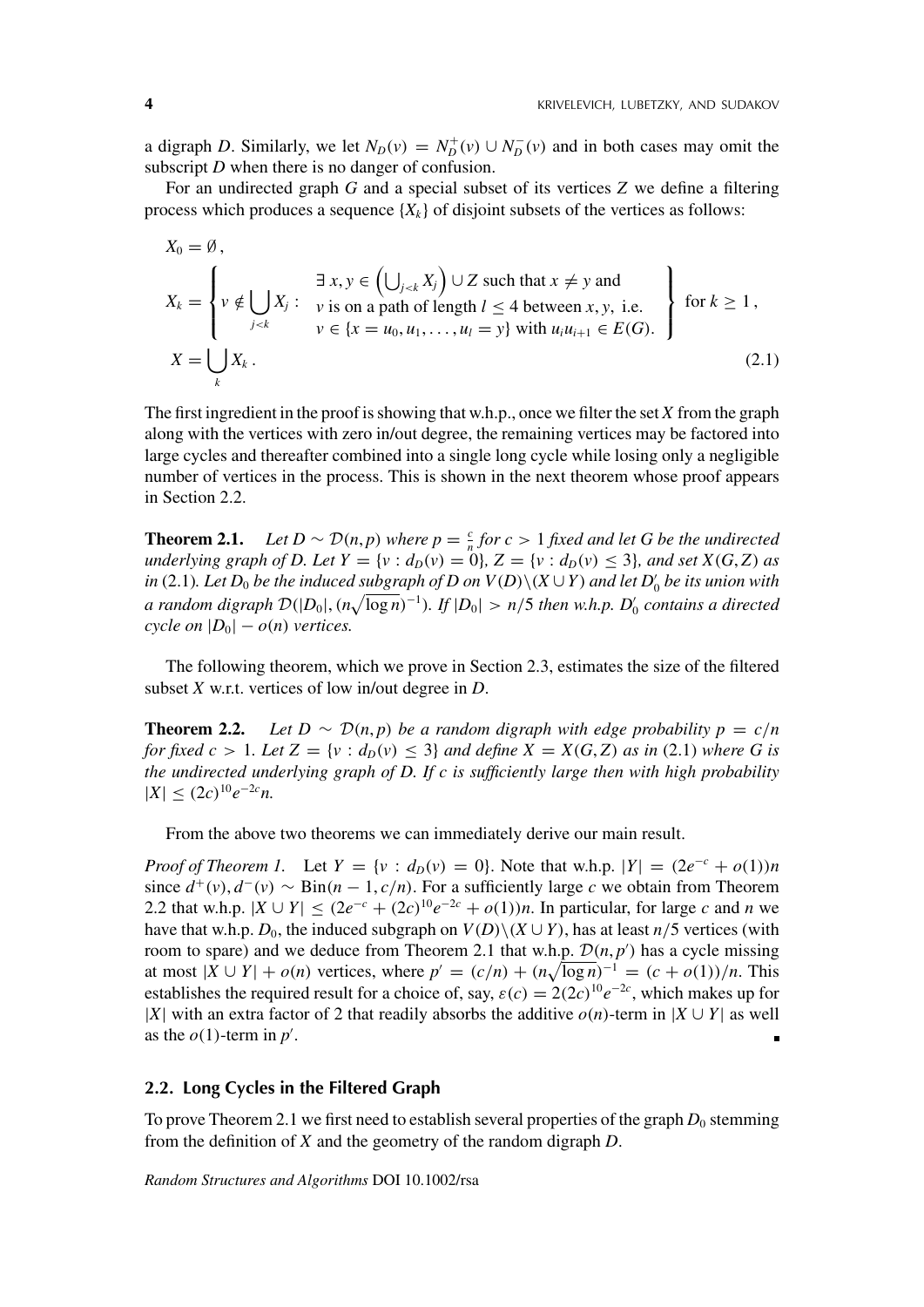a digraph $D$. Similarly, we let $N_D(v) = N_D^+(v) \cup N_D^-(v)$ and in both cases may omit the subscript $D$ when there is no danger of confusion.

For an undirected graph $G$ and a special subset of its vertices $Z$ we define a filtering process which produces a sequence $\{X_k\}$ of disjoint subsets of the vertices as follows:

$$
\begin{aligned}
X_0 &= \emptyset\,, \\
X_k &= \left\{ v \notin \bigcup_{j<k} X_j : \begin{array}{l} \exists\, x, y \in \left(\bigcup_{j<k} X_j\right) \cup Z \text{ such that } x \neq y \text{ and} \\ v \text{ is on a path of length } l \leq 4 \text{ between } x, y, \text{ i.e.} \\ v \in \{x = u_0, u_1, \ldots, u_l = y\} \text{ with } u_i u_{i+1} \in E(G). \end{array} \right\} \text{ for } k \geq 1\,, \\
X &= \bigcup_k X_k\,.
\end{aligned}
\tag{2.1}
$$

The first ingredient in the proof is showing that w.h.p., once we filter the set $X$ from the graph along with the vertices with zero in/out degree, the remaining vertices may be factored into large cycles and thereafter combined into a single long cycle while losing only a negligible number of vertices in the process. This is shown in the next theorem whose proof appears in Section 2.2.

**Theorem 2.1.** *Let $D \sim \mathcal{D}(n,p)$ where $p = \frac{c}{n}$ for $c > 1$ fixed and let $G$ be the undirected underlying graph of $D$. Let $Y = \{v : d_D(v) = 0\}$, $Z = \{v : d_D(v) \leq 3\}$, and set $X(G,Z)$ as in* (2.1)*. Let $D_0$ be the induced subgraph of $D$ on $V(D)\backslash(X \cup Y)$ and let $D_0'$ be its union with a random digraph $\mathcal{D}(|D_0|, (n\sqrt{\log n})^{-1})$. If $|D_0| > n/5$ then w.h.p. $D_0'$ contains a directed cycle on $|D_0| - o(n)$ vertices.*

The following theorem, which we prove in Section 2.3, estimates the size of the filtered subset $X$ w.r.t. vertices of low in/out degree in $D$.

**Theorem 2.2.** *Let $D \sim \mathcal{D}(n,p)$ be a random digraph with edge probability $p = c/n$ for fixed $c > 1$. Let $Z = \{v : d_D(v) \leq 3\}$ and define $X = X(G,Z)$ as in* (2.1) *where $G$ is the undirected underlying graph of $D$. If $c$ is sufficiently large then with high probability $|X| \leq (2c)^{10} e^{-2c} n$.*

From the above two theorems we can immediately derive our main result.

*Proof of Theorem 1.* Let $Y = \{v : d_D(v) = 0\}$. Note that w.h.p. $|Y| = (2e^{-c} + o(1))n$ since $d^+(v), d^-(v) \sim \text{Bin}(n-1, c/n)$. For a sufficiently large $c$ we obtain from Theorem 2.2 that w.h.p. $|X \cup Y| \leq (2e^{-c} + (2c)^{10}e^{-2c} + o(1))n$. In particular, for large $c$ and $n$ we have that w.h.p. $D_0$, the induced subgraph on $V(D)\backslash(X \cup Y)$, has at least $n/5$ vertices (with room to spare) and we deduce from Theorem 2.1 that w.h.p. $\mathcal{D}(n,p')$ has a cycle missing at most $|X \cup Y| + o(n)$ vertices, where $p' = (c/n) + (n\sqrt{\log n})^{-1} = (c + o(1))/n$. This establishes the required result for a choice of, say, $\varepsilon(c) = 2(2c)^{10}e^{-2c}$, which makes up for $|X|$ with an extra factor of 2 that readily absorbs the additive $o(n)$-term in $|X \cup Y|$ as well as the $o(1)$-term in $p'$. ∎

### 2.2. Long Cycles in the Filtered Graph

To prove Theorem 2.1 we first need to establish several properties of the graph $D_0$ stemming from the definition of $X$ and the geometry of the random digraph $D$.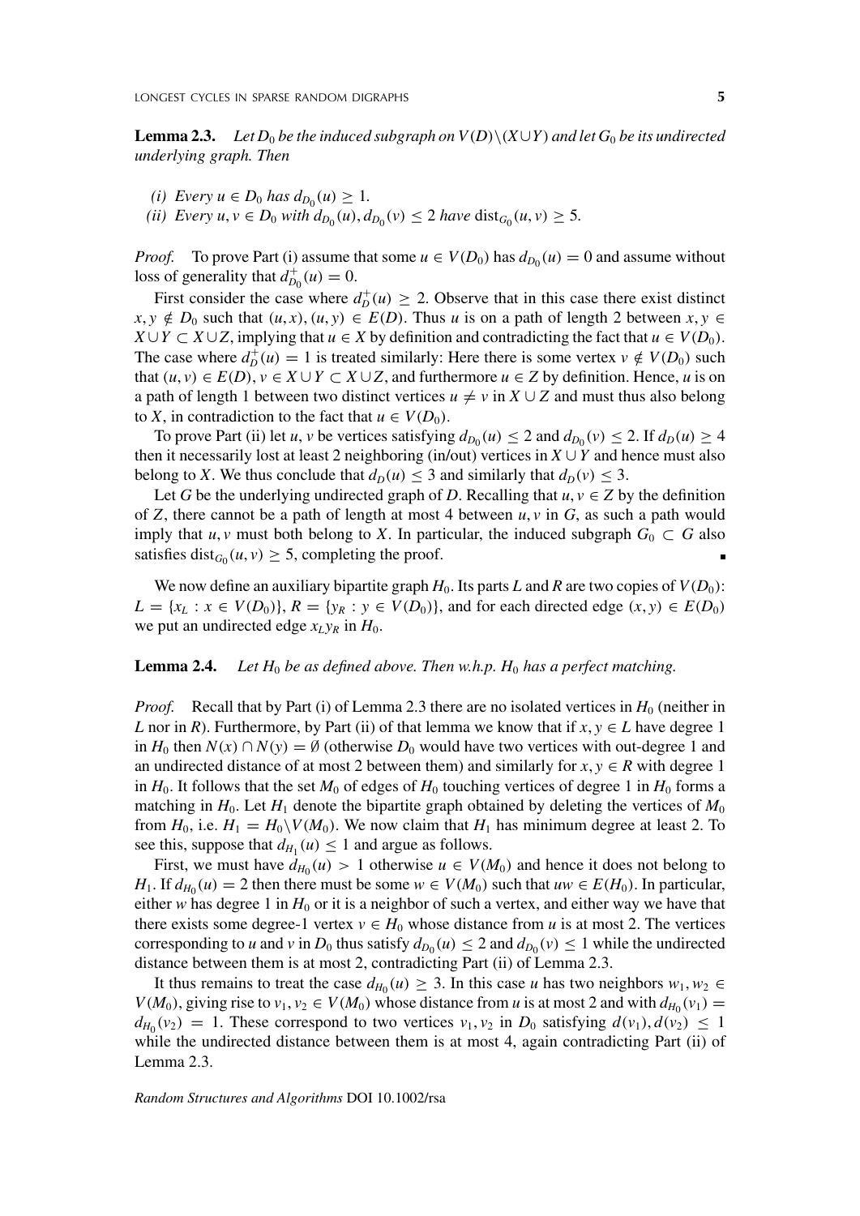**Lemma 2.3.** *Let $D_0$ be the induced subgraph on $V(D)\setminus(X\cup Y)$ and let $G_0$ be its undirected underlying graph. Then*

*(i) Every $u \in D_0$ has $d_{D_0}(u) \geq 1$.*
*(ii) Every $u, v \in D_0$ with $d_{D_0}(u), d_{D_0}(v) \leq 2$ have $\mathrm{dist}_{G_0}(u, v) \geq 5$.*

*Proof.* To prove Part (i) assume that some $u \in V(D_0)$ has $d_{D_0}(u) = 0$ and assume without loss of generality that $d^+_{D_0}(u) = 0$.

First consider the case where $d^+_D(u) \geq 2$. Observe that in this case there exist distinct $x, y \notin D_0$ such that $(u, x), (u, y) \in E(D)$. Thus $u$ is on a path of length 2 between $x, y \in X \cup Y \subset X \cup Z$, implying that $u \in X$ by definition and contradicting the fact that $u \in V(D_0)$. The case where $d^+_D(u) = 1$ is treated similarly: Here there is some vertex $v \notin V(D_0)$ such that $(u, v) \in E(D)$, $v \in X \cup Y \subset X \cup Z$, and furthermore $u \in Z$ by definition. Hence, $u$ is on a path of length 1 between two distinct vertices $u \neq v$ in $X \cup Z$ and must thus also belong to $X$, in contradiction to the fact that $u \in V(D_0)$.

To prove Part (ii) let $u, v$ be vertices satisfying $d_{D_0}(u) \leq 2$ and $d_{D_0}(v) \leq 2$. If $d_D(u) \geq 4$ then it necessarily lost at least 2 neighboring (in/out) vertices in $X \cup Y$ and hence must also belong to $X$. We thus conclude that $d_D(u) \leq 3$ and similarly that $d_D(v) \leq 3$.

Let $G$ be the underlying undirected graph of $D$. Recalling that $u, v \in Z$ by the definition of $Z$, there cannot be a path of length at most 4 between $u, v$ in $G$, as such a path would imply that $u, v$ must both belong to $X$. In particular, the induced subgraph $G_0 \subset G$ also satisfies $\mathrm{dist}_{G_0}(u, v) \geq 5$, completing the proof. ∎

We now define an auxiliary bipartite graph $H_0$. Its parts $L$ and $R$ are two copies of $V(D_0)$: $L = \{x_L : x \in V(D_0)\}$, $R = \{y_R : y \in V(D_0)\}$, and for each directed edge $(x, y) \in E(D_0)$ we put an undirected edge $x_L y_R$ in $H_0$.

**Lemma 2.4.** *Let $H_0$ be as defined above. Then w.h.p. $H_0$ has a perfect matching.*

*Proof.* Recall that by Part (i) of Lemma 2.3 there are no isolated vertices in $H_0$ (neither in $L$ nor in $R$). Furthermore, by Part (ii) of that lemma we know that if $x, y \in L$ have degree 1 in $H_0$ then $N(x) \cap N(y) = \emptyset$ (otherwise $D_0$ would have two vertices with out-degree 1 and an undirected distance of at most 2 between them) and similarly for $x, y \in R$ with degree 1 in $H_0$. It follows that the set $M_0$ of edges of $H_0$ touching vertices of degree 1 in $H_0$ forms a matching in $H_0$. Let $H_1$ denote the bipartite graph obtained by deleting the vertices of $M_0$ from $H_0$, i.e. $H_1 = H_0 \setminus V(M_0)$. We now claim that $H_1$ has minimum degree at least 2. To see this, suppose that $d_{H_1}(u) \leq 1$ and argue as follows.

First, we must have $d_{H_0}(u) > 1$ otherwise $u \in V(M_0)$ and hence it does not belong to $H_1$. If $d_{H_0}(u) = 2$ then there must be some $w \in V(M_0)$ such that $uw \in E(H_0)$. In particular, either $w$ has degree 1 in $H_0$ or it is a neighbor of such a vertex, and either way we have that there exists some degree-1 vertex $v \in H_0$ whose distance from $u$ is at most 2. The vertices corresponding to $u$ and $v$ in $D_0$ thus satisfy $d_{D_0}(u) \leq 2$ and $d_{D_0}(v) \leq 1$ while the undirected distance between them is at most 2, contradicting Part (ii) of Lemma 2.3.

It thus remains to treat the case $d_{H_0}(u) \geq 3$. In this case $u$ has two neighbors $w_1, w_2 \in V(M_0)$, giving rise to $v_1, v_2 \in V(M_0)$ whose distance from $u$ is at most 2 and with $d_{H_0}(v_1) = d_{H_0}(v_2) = 1$. These correspond to two vertices $v_1, v_2$ in $D_0$ satisfying $d(v_1), d(v_2) \leq 1$ while the undirected distance between them is at most 4, again contradicting Part (ii) of Lemma 2.3.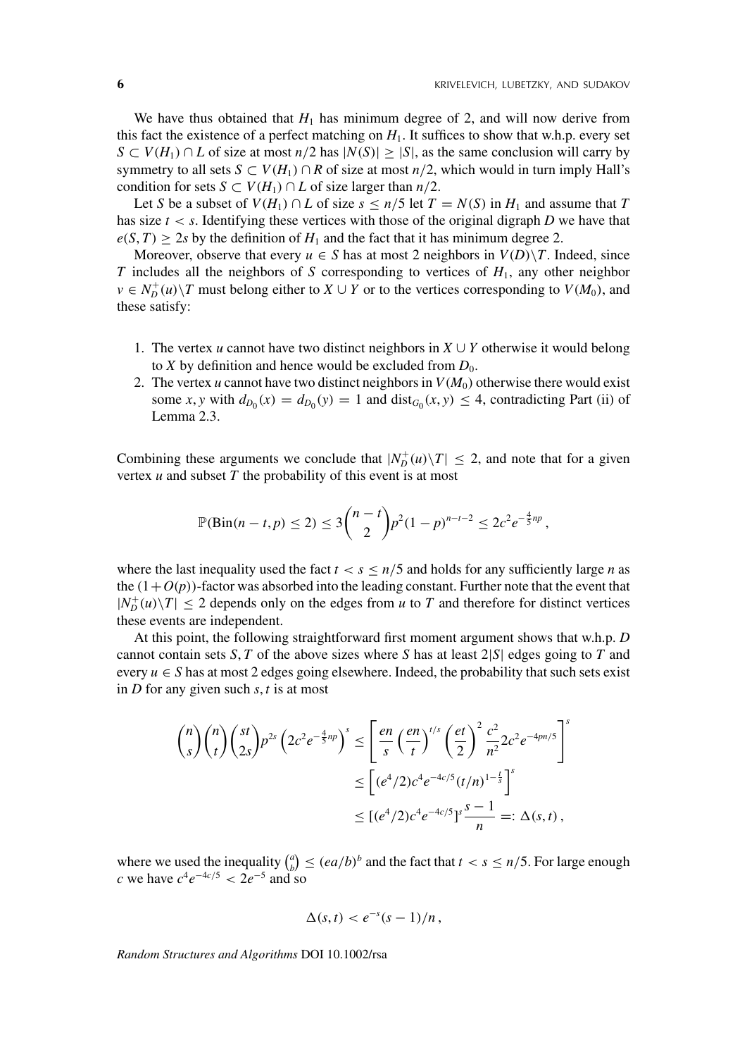We have thus obtained that $H_1$ has minimum degree of 2, and will now derive from this fact the existence of a perfect matching on $H_1$. It suffices to show that w.h.p. every set $S \subset V(H_1) \cap L$ of size at most $n/2$ has $|N(S)| \geq |S|$, as the same conclusion will carry by symmetry to all sets $S \subset V(H_1) \cap R$ of size at most $n/2$, which would in turn imply Hall's condition for sets $S \subset V(H_1) \cap L$ of size larger than $n/2$.

Let $S$ be a subset of $V(H_1) \cap L$ of size $s \leq n/5$ let $T = N(S)$ in $H_1$ and assume that $T$ has size $t < s$. Identifying these vertices with those of the original digraph $D$ we have that $e(S, T) \geq 2s$ by the definition of $H_1$ and the fact that it has minimum degree 2.

Moreover, observe that every $u \in S$ has at most 2 neighbors in $V(D) \setminus T$. Indeed, since $T$ includes all the neighbors of $S$ corresponding to vertices of $H_1$, any other neighbor $v \in N_D^+(u) \setminus T$ must belong either to $X \cup Y$ or to the vertices corresponding to $V(M_0)$, and these satisfy:

1. The vertex $u$ cannot have two distinct neighbors in $X \cup Y$ otherwise it would belong to $X$ by definition and hence would be excluded from $D_0$.
2. The vertex $u$ cannot have two distinct neighbors in $V(M_0)$ otherwise there would exist some $x, y$ with $d_{D_0}(x) = d_{D_0}(y) = 1$ and $\mathrm{dist}_{G_0}(x, y) \leq 4$, contradicting Part (ii) of Lemma 2.3.

Combining these arguments we conclude that $|N_D^+(u) \setminus T| \leq 2$, and note that for a given vertex $u$ and subset $T$ the probability of this event is at most

$$\mathbb{P}(\mathrm{Bin}(n-t, p) \leq 2) \leq 3\binom{n-t}{2} p^2 (1-p)^{n-t-2} \leq 2c^2 e^{-\frac{4}{5}np},$$

where the last inequality used the fact $t < s \leq n/5$ and holds for any sufficiently large $n$ as the $(1 + O(p))$-factor was absorbed into the leading constant. Further note that the event that $|N_D^+(u) \setminus T| \leq 2$ depends only on the edges from $u$ to $T$ and therefore for distinct vertices these events are independent.

At this point, the following straightforward first moment argument shows that w.h.p. $D$ cannot contain sets $S, T$ of the above sizes where $S$ has at least $2|S|$ edges going to $T$ and every $u \in S$ has at most 2 edges going elsewhere. Indeed, the probability that such sets exist in $D$ for any given such $s, t$ is at most

$$\begin{aligned}
\binom{n}{s}\binom{n}{t}\binom{st}{2s} p^{2s} \left(2c^2 e^{-\frac{4}{5}np}\right)^s &\leq \left[\frac{en}{s}\left(\frac{en}{t}\right)^{t/s}\left(\frac{et}{2}\right)^2 \frac{c^2}{n^2} 2c^2 e^{-4pn/5}\right]^s \\
&\leq \left[(e^4/2)c^4 e^{-4c/5} (t/n)^{1-\frac{t}{s}}\right]^s \\
&\leq [(e^4/2)c^4 e^{-4c/5}]^s \frac{s-1}{n} =: \Delta(s, t),
\end{aligned}$$

where we used the inequality $\binom{a}{b} \leq (ea/b)^b$ and the fact that $t < s \leq n/5$. For large enough $c$ we have $c^4 e^{-4c/5} < 2e^{-5}$ and so

$$\Delta(s, t) < e^{-s}(s-1)/n,$$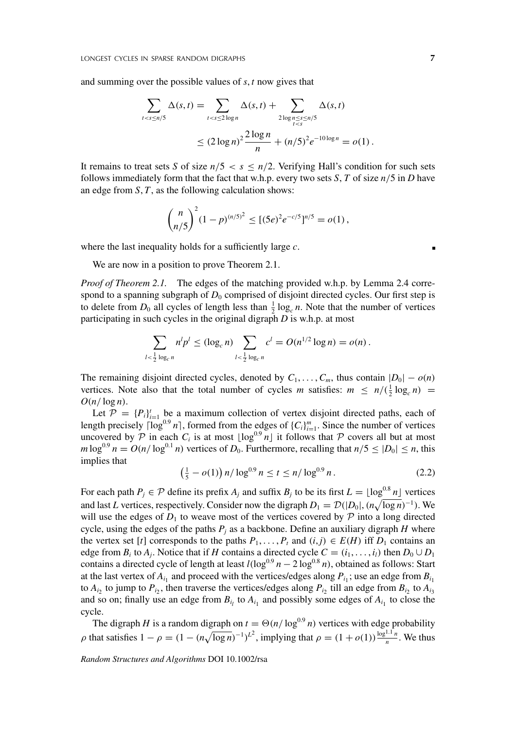and summing over the possible values of $s, t$ now gives that

$$\sum_{t<s\leq n/5} \Delta(s,t) = \sum_{t<s\leq 2\log n} \Delta(s,t) + \sum_{\substack{2\log n \leq s \leq n/5 \\ t<s}} \Delta(s,t)$$
$$\leq (2\log n)^2 \frac{2\log n}{n} + (n/5)^2 e^{-10\log n} = o(1)\,.$$

It remains to treat sets $S$ of size $n/5 < s \leq n/2$. Verifying Hall's condition for such sets follows immediately form that the fact that w.h.p. every two sets $S, T$ of size $n/5$ in $D$ have an edge from $S, T$, as the following calculation shows:

$$\binom{n}{n/5}^2 (1-p)^{(n/5)^2} \leq [(5e)^2 e^{-c/5}]^{n/5} = o(1)\,,$$

where the last inequality holds for a sufficiently large $c$. ∎

We are now in a position to prove Theorem 2.1.

*Proof of Theorem 2.1.* The edges of the matching provided w.h.p. by Lemma 2.4 correspond to a spanning subgraph of $D_0$ comprised of disjoint directed cycles. Our first step is to delete from $D_0$ all cycles of length less than $\frac{1}{2}\log_c n$. Note that the number of vertices participating in such cycles in the original digraph $D$ is w.h.p. at most

$$\sum_{l<\frac{1}{2}\log_c n} n^l p^l \leq (\log_c n) \sum_{l<\frac{1}{2}\log_c n} c^l = O(n^{1/2}\log n) = o(n)\,.$$

The remaining disjoint directed cycles, denoted by $C_1, \ldots, C_m$, thus contain $|D_0| - o(n)$ vertices. Note also that the total number of cycles $m$ satisfies: $m \leq n/(\frac{1}{2}\log_c n) = O(n/\log n)$.

Let $\mathcal{P} = \{P_i\}_{i=1}^t$ be a maximum collection of vertex disjoint directed paths, each of length precisely $\lceil \log^{0.9} n \rceil$, formed from the edges of $\{C_i\}_{i=1}^m$. Since the number of vertices uncovered by $\mathcal{P}$ in each $C_i$ is at most $\lfloor \log^{0.9} n \rfloor$ it follows that $\mathcal{P}$ covers all but at most $m\log^{0.9} n = O(n/\log^{0.1} n)$ vertices of $D_0$. Furthermore, recalling that $n/5 \leq |D_0| \leq n$, this implies that

$$\left(\tfrac{1}{5} - o(1)\right) n/\log^{0.9} n \leq t \leq n/\log^{0.9} n\,. \tag{2.2}$$

For each path $P_j \in \mathcal{P}$ define its prefix $A_j$ and suffix $B_j$ to be its first $L = \lfloor \log^{0.8} n \rfloor$ vertices and last $L$ vertices, respectively. Consider now the digraph $D_1 = \mathcal{D}(|D_0|, (n\sqrt{\log n})^{-1})$. We will use the edges of $D_1$ to weave most of the vertices covered by $\mathcal{P}$ into a long directed cycle, using the edges of the paths $P_j$ as a backbone. Define an auxiliary digraph $H$ where the vertex set $[t]$ corresponds to the paths $P_1, \ldots, P_t$ and $(i,j) \in E(H)$ iff $D_1$ contains an edge from $B_i$ to $A_j$. Notice that if $H$ contains a directed cycle $C = (i_1, \ldots, i_l)$ then $D_0 \cup D_1$ contains a directed cycle of length at least $l(\log^{0.9} n - 2\log^{0.8} n)$, obtained as follows: Start at the last vertex of $A_{i_1}$ and proceed with the vertices/edges along $P_{i_1}$; use an edge from $B_{i_1}$ to $A_{i_2}$ to jump to $P_{i_2}$, then traverse the vertices/edges along $P_{i_2}$ till an edge from $B_{i_2}$ to $A_{i_3}$ and so on; finally use an edge from $B_{i_l}$ to $A_{i_1}$ and possibly some edges of $A_{i_1}$ to close the cycle.

The digraph $H$ is a random digraph on $t = \Theta(n/\log^{0.9} n)$ vertices with edge probability $\rho$ that satisfies $1 - \rho = (1 - (n\sqrt{\log n})^{-1})^{L^2}$, implying that $\rho = (1 + o(1))\frac{\log^{1.1} n}{n}$. We thus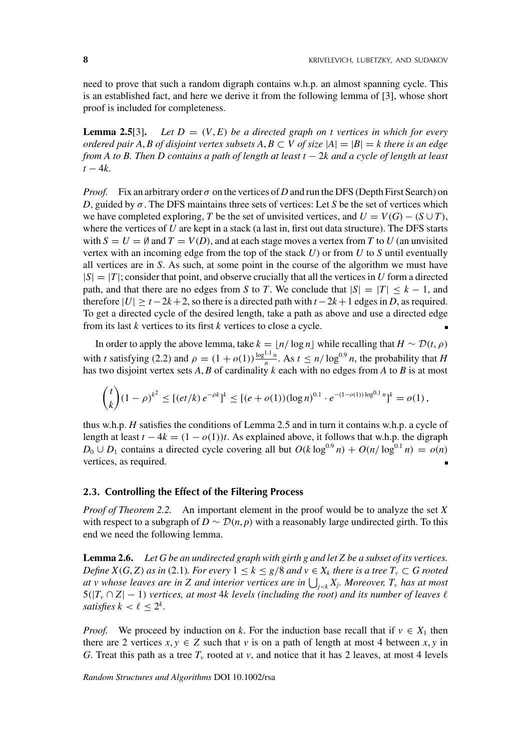need to prove that such a random digraph contains w.h.p. an almost spanning cycle. This is an established fact, and here we derive it from the following lemma of [3], whose short proof is included for completeness.

**Lemma 2.5**[3]. *Let $D = (V, E)$ be a directed graph on $t$ vertices in which for every ordered pair $A, B$ of disjoint vertex subsets $A, B \subset V$ of size $|A| = |B| = k$ there is an edge from $A$ to $B$. Then $D$ contains a path of length at least $t - 2k$ and a cycle of length at least $t - 4k$.*

*Proof.* Fix an arbitrary order $\sigma$ on the vertices of $D$ and run the DFS (Depth First Search) on $D$, guided by $\sigma$. The DFS maintains three sets of vertices: Let $S$ be the set of vertices which we have completed exploring, $T$ be the set of unvisited vertices, and $U = V(G) - (S \cup T)$, where the vertices of $U$ are kept in a stack (a last in, first out data structure). The DFS starts with $S = U = \emptyset$ and $T = V(D)$, and at each stage moves a vertex from $T$ to $U$ (an unvisited vertex with an incoming edge from the top of the stack $U$) or from $U$ to $S$ until eventually all vertices are in $S$. As such, at some point in the course of the algorithm we must have $|S| = |T|$; consider that point, and observe crucially that all the vertices in $U$ form a directed path, and that there are no edges from $S$ to $T$. We conclude that $|S| = |T| \leq k - 1$, and therefore $|U| \geq t - 2k + 2$, so there is a directed path with $t - 2k + 1$ edges in $D$, as required. To get a directed cycle of the desired length, take a path as above and use a directed edge from its last $k$ vertices to its first $k$ vertices to close a cycle. ∎

In order to apply the above lemma, take $k = \lfloor n/\log n \rfloor$ while recalling that $H \sim \mathcal{D}(t, \rho)$ with $t$ satisfying (2.2) and $\rho = (1 + o(1))\frac{\log^{1.1} n}{n}$. As $t \leq n/\log^{0.9} n$, the probability that $H$ has two disjoint vertex sets $A, B$ of cardinality $k$ each with no edges from $A$ to $B$ is at most

$$\binom{t}{k}(1-\rho)^{k^2} \leq [(et/k)\, e^{-\rho k}]^k \leq [(e + o(1))(\log n)^{0.1} \cdot e^{-(1-o(1))\log^{0.1} n}]^k = o(1)\,,$$

thus w.h.p. $H$ satisfies the conditions of Lemma 2.5 and in turn it contains w.h.p. a cycle of length at least $t - 4k = (1 - o(1))t$. As explained above, it follows that w.h.p. the digraph $D_0 \cup D_1$ contains a directed cycle covering all but $O(k \log^{0.9} n) + O(n/\log^{0.1} n) = o(n)$ vertices, as required. ∎

### 2.3. Controlling the Effect of the Filtering Process

*Proof of Theorem 2.2.* An important element in the proof would be to analyze the set $X$ with respect to a subgraph of $D \sim \mathcal{D}(n, p)$ with a reasonably large undirected girth. To this end we need the following lemma.

**Lemma 2.6.** *Let $G$ be an undirected graph with girth $g$ and let $Z$ be a subset of its vertices. Define $X(G, Z)$ as in (2.1). For every $1 \leq k \leq g/8$ and $v \in X_k$ there is a tree $T_v \subset G$ rooted at $v$ whose leaves are in $Z$ and interior vertices are in $\bigcup_{j<k} X_j$. Moreover, $T_v$ has at most $5(|T_v \cap Z| - 1)$ vertices, at most $4k$ levels (including the root) and its number of leaves $\ell$ satisfies $k < \ell \leq 2^k$.*

*Proof.* We proceed by induction on $k$. For the induction base recall that if $v \in X_1$ then there are 2 vertices $x, y \in Z$ such that $v$ is on a path of length at most 4 between $x, y$ in $G$. Treat this path as a tree $T_v$ rooted at $v$, and notice that it has 2 leaves, at most 4 levels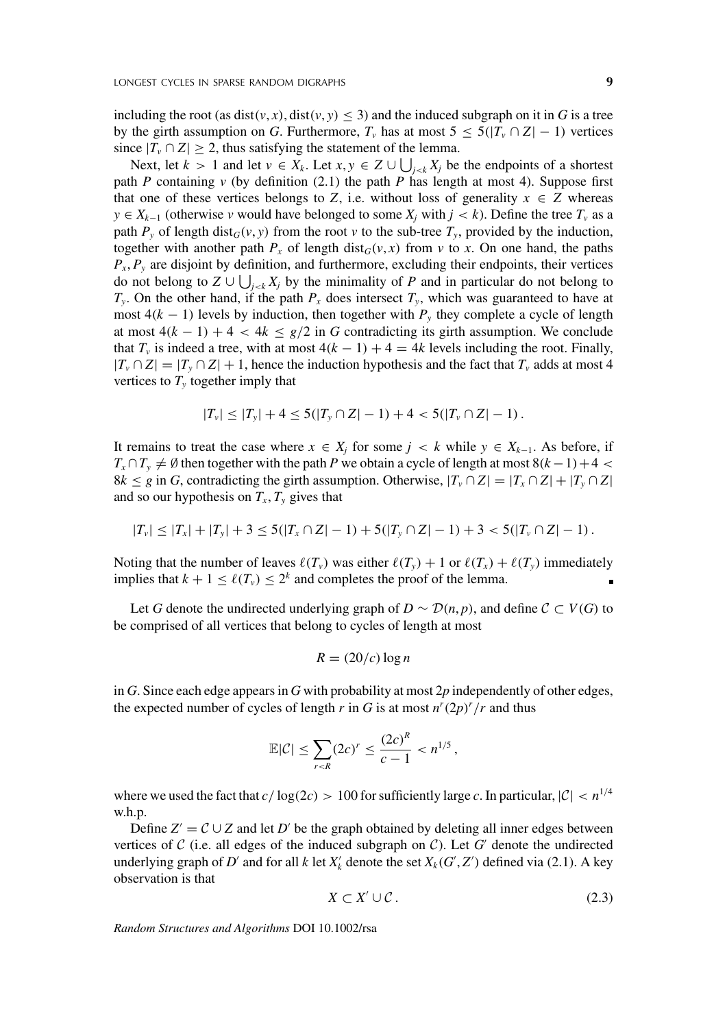including the root (as $\mathrm{dist}(v,x), \mathrm{dist}(v,y) \leq 3$) and the induced subgraph on it in $G$ is a tree by the girth assumption on $G$. Furthermore, $T_v$ has at most $5 \leq 5(|T_v \cap Z| - 1)$ vertices since $|T_v \cap Z| \geq 2$, thus satisfying the statement of the lemma.

Next, let $k > 1$ and let $v \in X_k$. Let $x, y \in Z \cup \bigcup_{j<k} X_j$ be the endpoints of a shortest path $P$ containing $v$ (by definition (2.1) the path $P$ has length at most 4). Suppose first that one of these vertices belongs to $Z$, i.e. without loss of generality $x \in Z$ whereas $y \in X_{k-1}$ (otherwise $v$ would have belonged to some $X_j$ with $j < k$). Define the tree $T_v$ as a path $P_y$ of length $\mathrm{dist}_G(v,y)$ from the root $v$ to the sub-tree $T_y$, provided by the induction, together with another path $P_x$ of length $\mathrm{dist}_G(v,x)$ from $v$ to $x$. On one hand, the paths $P_x, P_y$ are disjoint by definition, and furthermore, excluding their endpoints, their vertices do not belong to $Z \cup \bigcup_{j<k} X_j$ by the minimality of $P$ and in particular do not belong to $T_y$. On the other hand, if the path $P_x$ does intersect $T_y$, which was guaranteed to have at most $4(k-1)$ levels by induction, then together with $P_y$ they complete a cycle of length at most $4(k-1) + 4 < 4k \leq g/2$ in $G$ contradicting its girth assumption. We conclude that $T_v$ is indeed a tree, with at most $4(k-1) + 4 = 4k$ levels including the root. Finally, $|T_v \cap Z| = |T_y \cap Z| + 1$, hence the induction hypothesis and the fact that $T_v$ adds at most 4 vertices to $T_y$ together imply that

$$|T_v| \leq |T_y| + 4 \leq 5(|T_y \cap Z| - 1) + 4 < 5(|T_v \cap Z| - 1).$$

It remains to treat the case where $x \in X_j$ for some $j < k$ while $y \in X_{k-1}$. As before, if $T_x \cap T_y \neq \emptyset$ then together with the path $P$ we obtain a cycle of length at most $8(k-1)+4 < 8k \leq g$ in $G$, contradicting the girth assumption. Otherwise, $|T_v \cap Z| = |T_x \cap Z| + |T_y \cap Z|$ and so our hypothesis on $T_x, T_y$ gives that

$$|T_v| \leq |T_x| + |T_y| + 3 \leq 5(|T_x \cap Z| - 1) + 5(|T_y \cap Z| - 1) + 3 < 5(|T_v \cap Z| - 1).$$

Noting that the number of leaves $\ell(T_v)$ was either $\ell(T_y) + 1$ or $\ell(T_x) + \ell(T_y)$ immediately implies that $k + 1 \leq \ell(T_v) \leq 2^k$ and completes the proof of the lemma. ∎

Let $G$ denote the undirected underlying graph of $D \sim \mathcal{D}(n,p)$, and define $\mathcal{C} \subset V(G)$ to be comprised of all vertices that belong to cycles of length at most

$$R = (20/c)\log n$$

in $G$. Since each edge appears in $G$ with probability at most $2p$ independently of other edges, the expected number of cycles of length $r$ in $G$ is at most $n^r(2p)^r/r$ and thus

$$\mathbb{E}|\mathcal{C}| \leq \sum_{r<R} (2c)^r \leq \frac{(2c)^R}{c-1} < n^{1/5},$$

where we used the fact that $c/\log(2c) > 100$ for sufficiently large $c$. In particular, $|\mathcal{C}| < n^{1/4}$ w.h.p.

Define $Z' = \mathcal{C} \cup Z$ and let $D'$ be the graph obtained by deleting all inner edges between vertices of $\mathcal{C}$ (i.e. all edges of the induced subgraph on $\mathcal{C}$). Let $G'$ denote the undirected underlying graph of $D'$ and for all $k$ let $X'_k$ denote the set $X_k(G', Z')$ defined via (2.1). A key observation is that

$$X \subset X' \cup \mathcal{C}. \tag{2.3}$$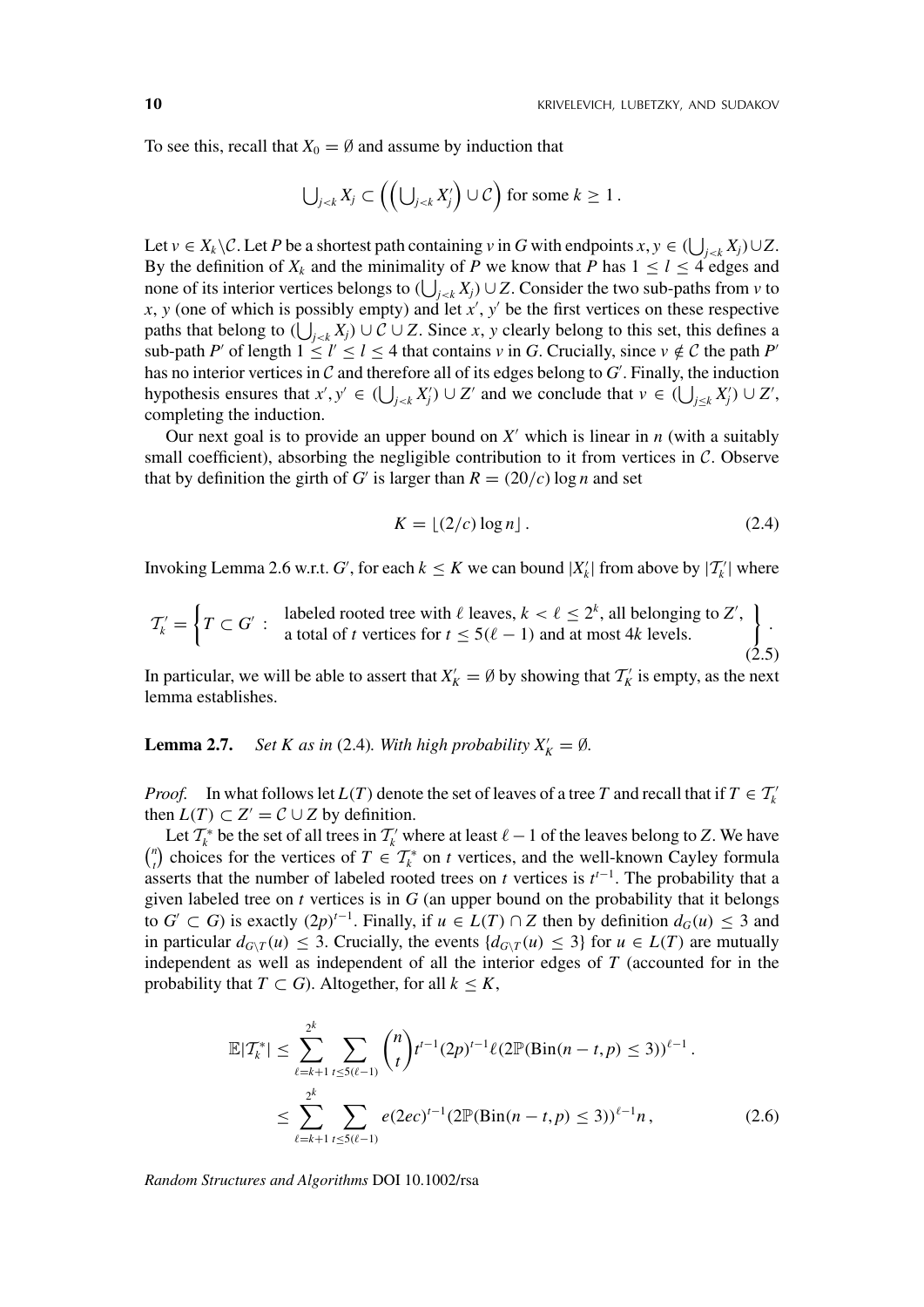To see this, recall that $X_0 = \emptyset$ and assume by induction that

$$\bigcup_{j<k} X_j \subset \left( \left( \bigcup_{j<k} X_j' \right) \cup \mathcal{C} \right) \text{ for some } k \geq 1 .$$

Let $v \in X_k \setminus \mathcal{C}$. Let $P$ be a shortest path containing $v$ in $G$ with endpoints $x, y \in (\bigcup_{j<k} X_j) \cup Z$. By the definition of $X_k$ and the minimality of $P$ we know that $P$ has $1 \leq l \leq 4$ edges and none of its interior vertices belongs to $(\bigcup_{j<k} X_j) \cup Z$. Consider the two sub-paths from $v$ to $x$, $y$ (one of which is possibly empty) and let $x'$, $y'$ be the first vertices on these respective paths that belong to $(\bigcup_{j<k} X_j) \cup \mathcal{C} \cup Z$. Since $x$, $y$ clearly belong to this set, this defines a sub-path $P'$ of length $1 \leq l' \leq l \leq 4$ that contains $v$ in $G$. Crucially, since $v \notin \mathcal{C}$ the path $P'$ has no interior vertices in $\mathcal{C}$ and therefore all of its edges belong to $G'$. Finally, the induction hypothesis ensures that $x', y' \in (\bigcup_{j<k} X_j') \cup Z'$ and we conclude that $v \in (\bigcup_{j \leq k} X_j') \cup Z'$, completing the induction.

Our next goal is to provide an upper bound on $X'$ which is linear in $n$ (with a suitably small coefficient), absorbing the negligible contribution to it from vertices in $\mathcal{C}$. Observe that by definition the girth of $G'$ is larger than $R = (20/c) \log n$ and set

$$K = \lfloor (2/c) \log n \rfloor . \tag{2.4}$$

Invoking Lemma 2.6 w.r.t. $G'$, for each $k \leq K$ we can bound $|X_k'|$ from above by $|\mathcal{T}_k'|$ where

$$\mathcal{T}_k' = \left\{ T \subset G' : \begin{array}{l} \text{labeled rooted tree with } \ell \text{ leaves, } k < \ell \leq 2^k \text{, all belonging to } Z', \\ \text{a total of } t \text{ vertices for } t \leq 5(\ell - 1) \text{ and at most } 4k \text{ levels.} \end{array} \right\} . \tag{2.5}$$

In particular, we will be able to assert that $X_K' = \emptyset$ by showing that $\mathcal{T}_K'$ is empty, as the next lemma establishes.

**Lemma 2.7.** *Set $K$ as in* (2.4)*. With high probability $X_K' = \emptyset$.*

*Proof.* In what follows let $L(T)$ denote the set of leaves of a tree $T$ and recall that if $T \in \mathcal{T}_k'$ then $L(T) \subset Z' = \mathcal{C} \cup Z$ by definition.

Let $\mathcal{T}_k^*$ be the set of all trees in $\mathcal{T}_k'$ where at least $\ell - 1$ of the leaves belong to $Z$. We have $\binom{n}{t}$ choices for the vertices of $T \in \mathcal{T}_k^*$ on $t$ vertices, and the well-known Cayley formula asserts that the number of labeled rooted trees on $t$ vertices is $t^{t-1}$. The probability that a given labeled tree on $t$ vertices is in $G$ (an upper bound on the probability that it belongs to $G' \subset G$) is exactly $(2p)^{t-1}$. Finally, if $u \in L(T) \cap Z$ then by definition $d_G(u) \leq 3$ and in particular $d_{G \setminus T}(u) \leq 3$. Crucially, the events $\{d_{G \setminus T}(u) \leq 3\}$ for $u \in L(T)$ are mutually independent as well as independent of all the interior edges of $T$ (accounted for in the probability that $T \subset G$). Altogether, for all $k \leq K$,

$$\begin{aligned}
\mathbb{E}|\mathcal{T}_k^*| &\leq \sum_{\ell=k+1}^{2^k} \sum_{t \leq 5(\ell-1)} \binom{n}{t} t^{t-1} (2p)^{t-1} \ell (2\mathbb{P}(\text{Bin}(n-t, p) \leq 3))^{\ell-1} . \\
&\leq \sum_{\ell=k+1}^{2^k} \sum_{t \leq 5(\ell-1)} e(2ec)^{t-1} (2\mathbb{P}(\text{Bin}(n-t, p) \leq 3))^{\ell-1} n ,
\end{aligned} \tag{2.6}$$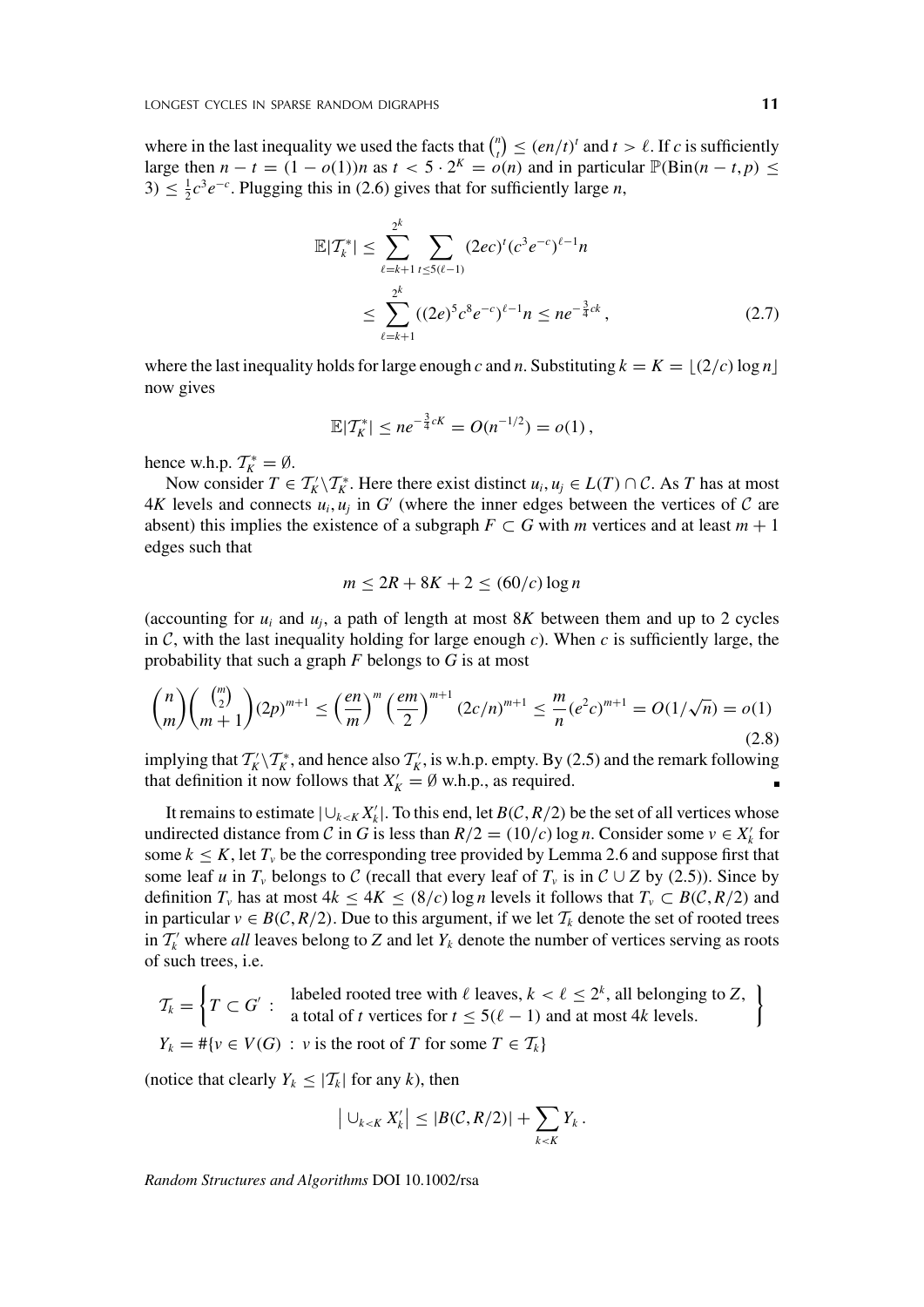where in the last inequality we used the facts that $\binom{n}{t} \leq (en/t)^t$ and $t > \ell$. If $c$ is sufficiently large then $n - t = (1 - o(1))n$ as $t < 5 \cdot 2^K = o(n)$ and in particular $\mathbb{P}(\text{Bin}(n-t,p) \leq 3) \leq \frac{1}{2}c^3 e^{-c}$. Plugging this in (2.6) gives that for sufficiently large $n$,

$$
\begin{aligned}
\mathbb{E}|\mathcal{T}_k^*| &\leq \sum_{\ell=k+1}^{2^k} \sum_{t \leq 5(\ell-1)} (2ec)^t (c^3 e^{-c})^{\ell-1} n \\
&\leq \sum_{\ell=k+1}^{2^k} ((2e)^5 c^8 e^{-c})^{\ell-1} n \leq n e^{-\frac{3}{4}ck}, \qquad (2.7)
\end{aligned}
$$

where the last inequality holds for large enough $c$ and $n$. Substituting $k = K = \lfloor (2/c) \log n \rfloor$ now gives

$$
\mathbb{E}|\mathcal{T}_K^*| \leq n e^{-\frac{3}{4}cK} = O(n^{-1/2}) = o(1),
$$

hence w.h.p. $\mathcal{T}_K^* = \emptyset$.

Now consider $T \in \mathcal{T}_K' \setminus \mathcal{T}_K^*$. Here there exist distinct $u_i, u_j \in L(T) \cap \mathcal{C}$. As $T$ has at most $4K$ levels and connects $u_i, u_j$ in $G'$ (where the inner edges between the vertices of $\mathcal{C}$ are absent) this implies the existence of a subgraph $F \subset G$ with $m$ vertices and at least $m+1$ edges such that

$$
m \leq 2R + 8K + 2 \leq (60/c) \log n
$$

(accounting for $u_i$ and $u_j$, a path of length at most $8K$ between them and up to 2 cycles in $\mathcal{C}$, with the last inequality holding for large enough $c$). When $c$ is sufficiently large, the probability that such a graph $F$ belongs to $G$ is at most

$$
\binom{n}{m}\binom{\binom{m}{2}}{m+1}(2p)^{m+1} \leq \left(\frac{en}{m}\right)^m \left(\frac{em}{2}\right)^{m+1} (2c/n)^{m+1} \leq \frac{m}{n}(e^2 c)^{m+1} = O(1/\sqrt{n}) = o(1) \qquad (2.8)
$$

implying that $\mathcal{T}_K' \setminus \mathcal{T}_K^*$, and hence also $\mathcal{T}_K'$, is w.h.p. empty. By (2.5) and the remark following that definition it now follows that $X_K' = \emptyset$ w.h.p., as required. ∎

It remains to estimate $|\cup_{k<K} X_k'|$. To this end, let $B(\mathcal{C}, R/2)$ be the set of all vertices whose undirected distance from $\mathcal{C}$ in $G$ is less than $R/2 = (10/c) \log n$. Consider some $v \in X_k'$ for some $k \leq K$, let $T_v$ be the corresponding tree provided by Lemma 2.6 and suppose first that some leaf $u$ in $T_v$ belongs to $\mathcal{C}$ (recall that every leaf of $T_v$ is in $\mathcal{C} \cup Z$ by (2.5)). Since by definition $T_v$ has at most $4k \leq 4K \leq (8/c) \log n$ levels it follows that $T_v \subset B(\mathcal{C}, R/2)$ and in particular $v \in B(\mathcal{C}, R/2)$. Due to this argument, if we let $\mathcal{T}_k$ denote the set of rooted trees in $\mathcal{T}_k'$ where *all* leaves belong to $Z$ and let $Y_k$ denote the number of vertices serving as roots of such trees, i.e.

$$
\mathcal{T}_k = \left\{ T \subset G' \; : \; \begin{array}{l} \text{labeled rooted tree with } \ell \text{ leaves, } k < \ell \leq 2^k, \text{ all belonging to } Z, \\ \text{a total of } t \text{ vertices for } t \leq 5(\ell-1) \text{ and at most } 4k \text{ levels.} \end{array} \right\}
$$

$$
Y_k = \#\{v \in V(G) \; : \; v \text{ is the root of } T \text{ for some } T \in \mathcal{T}_k\}
$$

(notice that clearly $Y_k \leq |\mathcal{T}_k|$ for any $k$), then

$$
\left| \cup_{k<K} X_k' \right| \leq |B(\mathcal{C}, R/2)| + \sum_{k<K} Y_k .
$$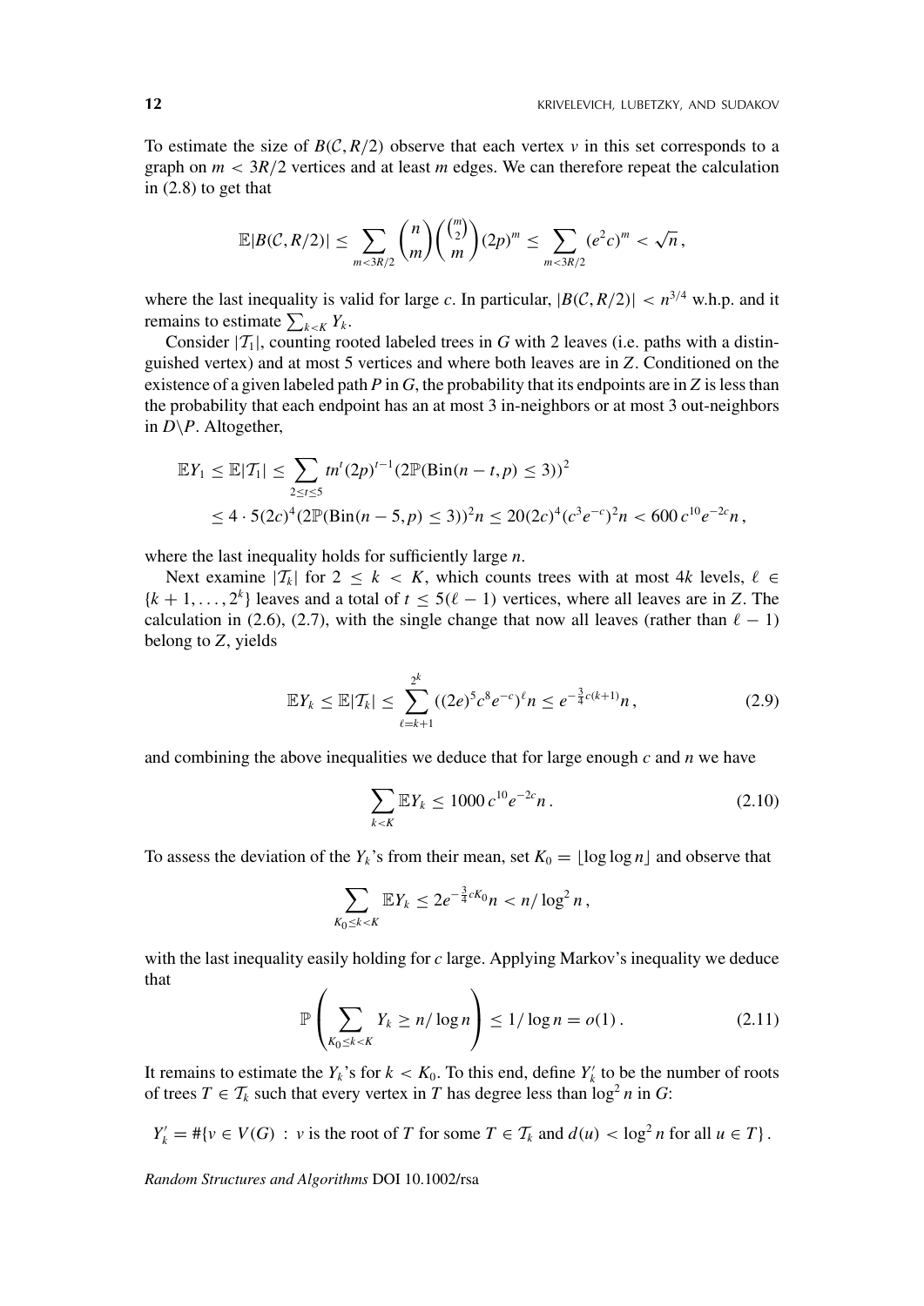To estimate the size of $B(\mathcal{C}, R/2)$ observe that each vertex $v$ in this set corresponds to a graph on $m < 3R/2$ vertices and at least $m$ edges. We can therefore repeat the calculation in (2.8) to get that

$$\mathbb{E}|B(\mathcal{C}, R/2)| \leq \sum_{m<3R/2} \binom{n}{m} \binom{\binom{m}{2}}{m} (2p)^m \leq \sum_{m<3R/2} (e^2 c)^m < \sqrt{n}\,,$$

where the last inequality is valid for large $c$. In particular, $|B(\mathcal{C}, R/2)| < n^{3/4}$ w.h.p. and it remains to estimate $\sum_{k<K} Y_k$.

Consider $|\mathcal{T}_1|$, counting rooted labeled trees in $G$ with 2 leaves (i.e. paths with a distinguished vertex) and at most 5 vertices and where both leaves are in $Z$. Conditioned on the existence of a given labeled path $P$ in $G$, the probability that its endpoints are in $Z$ is less than the probability that each endpoint has an at most 3 in-neighbors or at most 3 out-neighbors in $D \setminus P$. Altogether,

$$\begin{aligned}
\mathbb{E}Y_1 \leq \mathbb{E}|\mathcal{T}_1| &\leq \sum_{2 \leq t \leq 5} t n^t (2p)^{t-1} (2\mathbb{P}(\text{Bin}(n-t, p) \leq 3))^2 \\
&\leq 4 \cdot 5 (2c)^4 (2\mathbb{P}(\text{Bin}(n-5, p) \leq 3))^2 n \leq 20(2c)^4 (c^3 e^{-c})^2 n < 600\, c^{10} e^{-2c} n\,,
\end{aligned}$$

where the last inequality holds for sufficiently large $n$.

Next examine $|\mathcal{T}_k|$ for $2 \leq k < K$, which counts trees with at most $4k$ levels, $\ell \in \{k+1, \ldots, 2^k\}$ leaves and a total of $t \leq 5(\ell - 1)$ vertices, where all leaves are in $Z$. The calculation in (2.6), (2.7), with the single change that now all leaves (rather than $\ell - 1$) belong to $Z$, yields

$$\mathbb{E}Y_k \leq \mathbb{E}|\mathcal{T}_k| \leq \sum_{\ell=k+1}^{2^k} ((2e)^5 c^8 e^{-c})^\ell n \leq e^{-\frac{3}{4}c(k+1)} n\,, \tag{2.9}$$

and combining the above inequalities we deduce that for large enough $c$ and $n$ we have

$$\sum_{k<K} \mathbb{E}Y_k \leq 1000\, c^{10} e^{-2c} n\,. \tag{2.10}$$

To assess the deviation of the $Y_k$'s from their mean, set $K_0 = \lfloor \log \log n \rfloor$ and observe that

$$\sum_{K_0 \leq k < K} \mathbb{E}Y_k \leq 2e^{-\frac{3}{4}cK_0} n < n/\log^2 n\,,$$

with the last inequality easily holding for $c$ large. Applying Markov's inequality we deduce that

$$\mathbb{P}\left( \sum_{K_0 \leq k < K} Y_k \geq n/\log n \right) \leq 1/\log n = o(1)\,. \tag{2.11}$$

It remains to estimate the $Y_k$'s for $k < K_0$. To this end, define $Y_k'$ to be the number of roots of trees $T \in \mathcal{T}_k$ such that every vertex in $T$ has degree less than $\log^2 n$ in $G$:

$$Y_k' = \#\{v \in V(G) : v \text{ is the root of } T \text{ for some } T \in \mathcal{T}_k \text{ and } d(u) < \log^2 n \text{ for all } u \in T\}\,.$$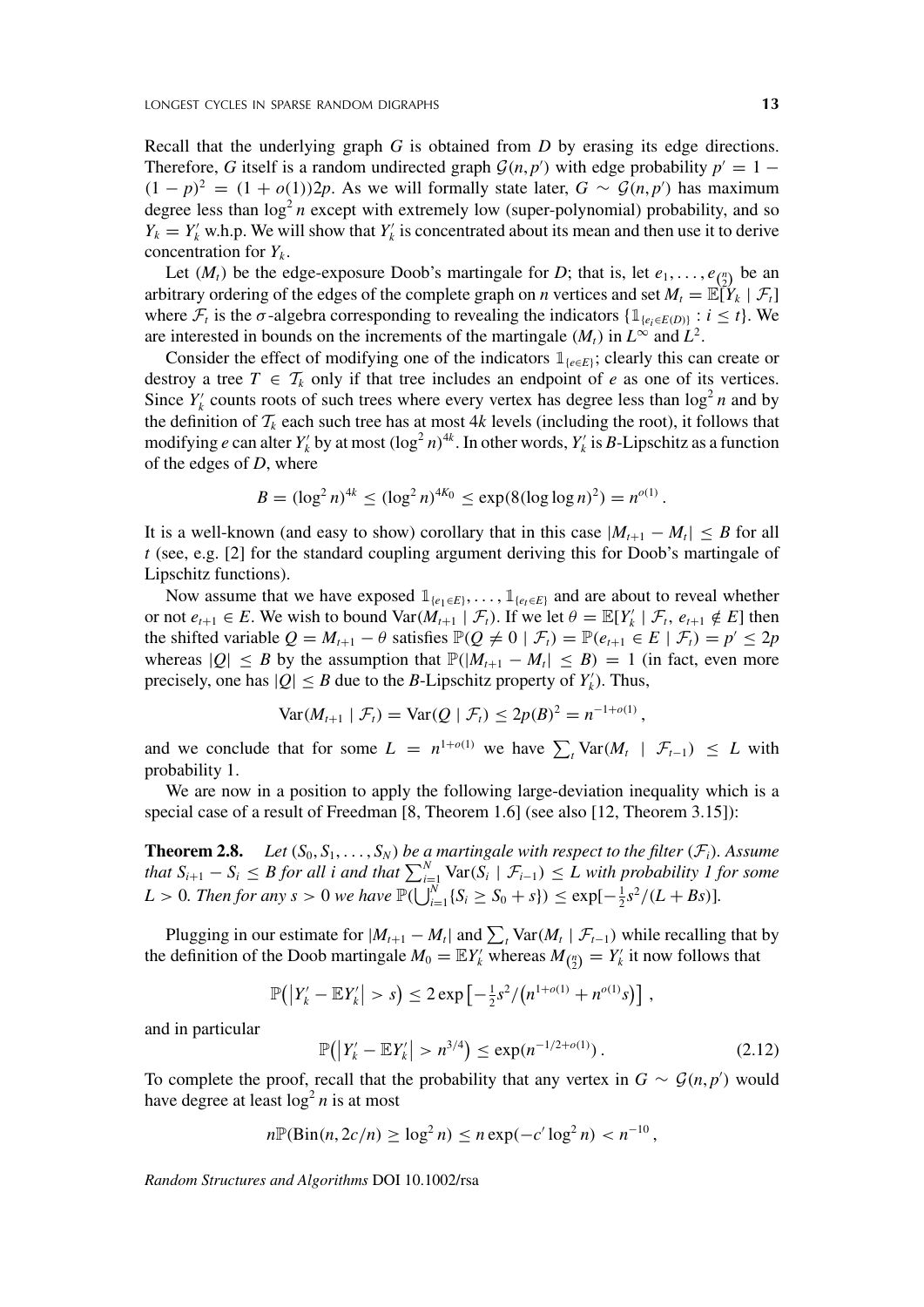Recall that the underlying graph $G$ is obtained from $D$ by erasing its edge directions. Therefore, $G$ itself is a random undirected graph $\mathcal{G}(n,p')$ with edge probability $p' = 1 - (1-p)^2 = (1+o(1))2p$. As we will formally state later, $G \sim \mathcal{G}(n,p')$ has maximum degree less than $\log^2 n$ except with extremely low (super-polynomial) probability, and so $Y_k = Y'_k$ w.h.p. We will show that $Y'_k$ is concentrated about its mean and then use it to derive concentration for $Y_k$.

Let $(M_t)$ be the edge-exposure Doob's martingale for $D$; that is, let $e_1, \ldots, e_{\binom{n}{2}}$ be an arbitrary ordering of the edges of the complete graph on $n$ vertices and set $M_t = \mathbb{E}[Y_k \mid \mathcal{F}_t]$ where $\mathcal{F}_t$ is the $\sigma$-algebra corresponding to revealing the indicators $\{\mathbb{1}_{\{e_i \in E(D)\}} : i \le t\}$. We are interested in bounds on the increments of the martingale $(M_t)$ in $L^\infty$ and $L^2$.

Consider the effect of modifying one of the indicators $\mathbb{1}_{\{e \in E\}}$; clearly this can create or destroy a tree $T \in \mathcal{T}_k$ only if that tree includes an endpoint of $e$ as one of its vertices. Since $Y'_k$ counts roots of such trees where every vertex has degree less than $\log^2 n$ and by the definition of $\mathcal{T}_k$ each such tree has at most $4k$ levels (including the root), it follows that modifying $e$ can alter $Y'_k$ by at most $(\log^2 n)^{4k}$. In other words, $Y'_k$ is $B$-Lipschitz as a function of the edges of $D$, where

$$B = (\log^2 n)^{4k} \le (\log^2 n)^{4K_0} \le \exp(8(\log\log n)^2) = n^{o(1)}.$$

It is a well-known (and easy to show) corollary that in this case $|M_{t+1} - M_t| \le B$ for all $t$ (see, e.g. [2] for the standard coupling argument deriving this for Doob's martingale of Lipschitz functions).

Now assume that we have exposed $\mathbb{1}_{\{e_1 \in E\}}, \ldots, \mathbb{1}_{\{e_t \in E\}}$ and are about to reveal whether or not $e_{t+1} \in E$. We wish to bound $\mathrm{Var}(M_{t+1} \mid \mathcal{F}_t)$. If we let $\theta = \mathbb{E}[Y'_k \mid \mathcal{F}_t, e_{t+1} \notin E]$ then the shifted variable $Q = M_{t+1} - \theta$ satisfies $\mathbb{P}(Q \ne 0 \mid \mathcal{F}_t) = \mathbb{P}(e_{t+1} \in E \mid \mathcal{F}_t) = p' \le 2p$ whereas $|Q| \le B$ by the assumption that $\mathbb{P}(|M_{t+1} - M_t| \le B) = 1$ (in fact, even more precisely, one has $|Q| \le B$ due to the $B$-Lipschitz property of $Y'_k$). Thus,

$$\mathrm{Var}(M_{t+1} \mid \mathcal{F}_t) = \mathrm{Var}(Q \mid \mathcal{F}_t) \le 2p(B)^2 = n^{-1+o(1)},$$

and we conclude that for some $L = n^{1+o(1)}$ we have $\sum_t \mathrm{Var}(M_t \mid \mathcal{F}_{t-1}) \le L$ with probability 1.

We are now in a position to apply the following large-deviation inequality which is a special case of a result of Freedman [8, Theorem 1.6] (see also [12, Theorem 3.15]):

**Theorem 2.8.** *Let $(S_0, S_1, \ldots, S_N)$ be a martingale with respect to the filter $(\mathcal{F}_i)$. Assume that $S_{i+1} - S_i \le B$ for all $i$ and that $\sum_{i=1}^N \mathrm{Var}(S_i \mid \mathcal{F}_{i-1}) \le L$ with probability 1 for some $L > 0$. Then for any $s > 0$ we have $\mathbb{P}(\bigcup_{i=1}^N \{S_i \ge S_0 + s\}) \le \exp[-\frac{1}{2}s^2/(L + Bs)]$.*

Plugging in our estimate for $|M_{t+1} - M_t|$ and $\sum_t \mathrm{Var}(M_t \mid \mathcal{F}_{t-1})$ while recalling that by the definition of the Doob martingale $M_0 = \mathbb{E}Y'_k$ whereas $M_{\binom{n}{2}} = Y'_k$ it now follows that

$$\mathbb{P}\big(\big|Y'_k - \mathbb{E}Y'_k\big| > s\big) \le 2\exp\big[-\tfrac{1}{2}s^2/\big(n^{1+o(1)} + n^{o(1)}s\big)\big],$$

and in particular

$$\mathbb{P}\big(\big|Y'_k - \mathbb{E}Y'_k\big| > n^{3/4}\big) \le \exp(n^{-1/2+o(1)}). \tag{2.12}$$

To complete the proof, recall that the probability that any vertex in $G \sim \mathcal{G}(n,p')$ would have degree at least $\log^2 n$ is at most

$$n\mathbb{P}(\mathrm{Bin}(n, 2c/n) \ge \log^2 n) \le n\exp(-c'\log^2 n) < n^{-10},$$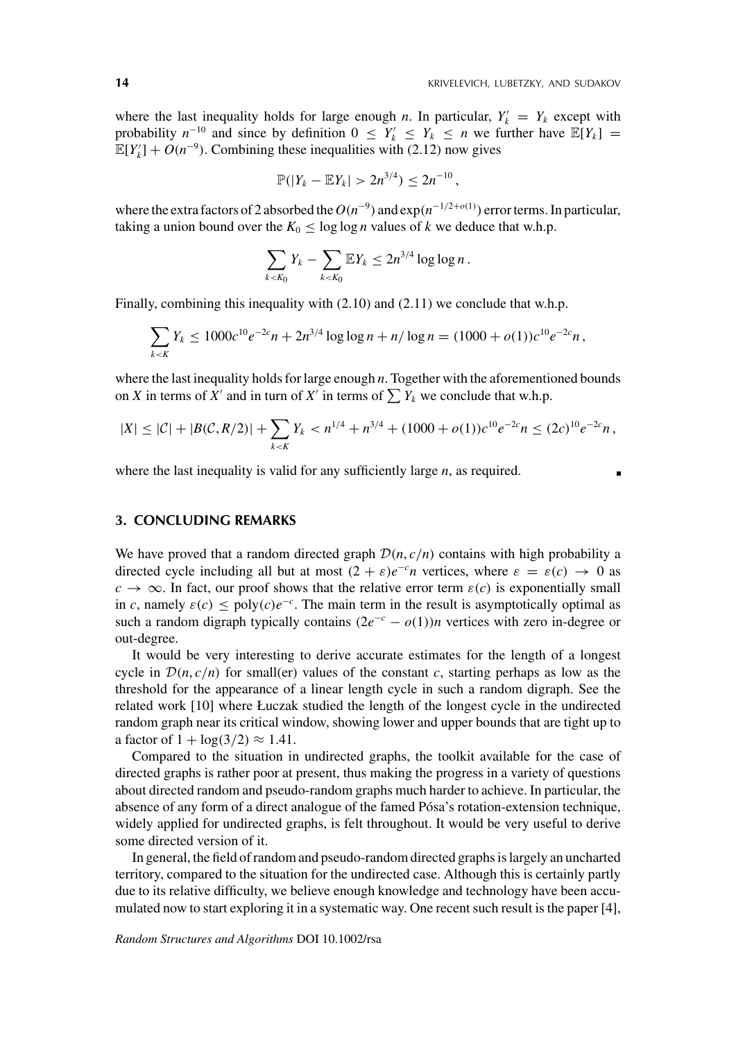where the last inequality holds for large enough $n$. In particular, $Y'_k = Y_k$ except with probability $n^{-10}$ and since by definition $0 \le Y'_k \le Y_k \le n$ we further have $\mathbb{E}[Y_k] = \mathbb{E}[Y'_k] + O(n^{-9})$. Combining these inequalities with (2.12) now gives

$$\mathbb{P}(|Y_k - \mathbb{E}Y_k| > 2n^{3/4}) \le 2n^{-10},$$

where the extra factors of 2 absorbed the $O(n^{-9})$ and $\exp(n^{-1/2+o(1)})$ error terms. In particular, taking a union bound over the $K_0 \le \log\log n$ values of $k$ we deduce that w.h.p.

$$\sum_{k<K_0} Y_k - \sum_{k<K_0} \mathbb{E}Y_k \le 2n^{3/4}\log\log n.$$

Finally, combining this inequality with (2.10) and (2.11) we conclude that w.h.p.

$$\sum_{k<K} Y_k \le 1000c^{10}e^{-2c}n + 2n^{3/4}\log\log n + n/\log n = (1000 + o(1))c^{10}e^{-2c}n,$$

where the last inequality holds for large enough $n$. Together with the aforementioned bounds on $X$ in terms of $X'$ and in turn of $X'$ in terms of $\sum Y_k$ we conclude that w.h.p.

$$|X| \le |\mathcal{C}| + |B(\mathcal{C}, R/2)| + \sum_{k<K} Y_k < n^{1/4} + n^{3/4} + (1000 + o(1))c^{10}e^{-2c}n \le (2c)^{10}e^{-2c}n,$$

where the last inequality is valid for any sufficiently large $n$, as required. ∎

## 3. CONCLUDING REMARKS

We have proved that a random directed graph $\mathcal{D}(n, c/n)$ contains with high probability a directed cycle including all but at most $(2 + \varepsilon)e^{-c}n$ vertices, where $\varepsilon = \varepsilon(c) \to 0$ as $c \to \infty$. In fact, our proof shows that the relative error term $\varepsilon(c)$ is exponentially small in $c$, namely $\varepsilon(c) \le \text{poly}(c)e^{-c}$. The main term in the result is asymptotically optimal as such a random digraph typically contains $(2e^{-c} - o(1))n$ vertices with zero in-degree or out-degree.

It would be very interesting to derive accurate estimates for the length of a longest cycle in $\mathcal{D}(n, c/n)$ for small(er) values of the constant $c$, starting perhaps as low as the threshold for the appearance of a linear length cycle in such a random digraph. See the related work [10] where Łuczak studied the length of the longest cycle in the undirected random graph near its critical window, showing lower and upper bounds that are tight up to a factor of $1 + \log(3/2) \approx 1.41$.

Compared to the situation in undirected graphs, the toolkit available for the case of directed graphs is rather poor at present, thus making the progress in a variety of questions about directed random and pseudo-random graphs much harder to achieve. In particular, the absence of any form of a direct analogue of the famed Pósa's rotation-extension technique, widely applied for undirected graphs, is felt throughout. It would be very useful to derive some directed version of it.

In general, the field of random and pseudo-random directed graphs is largely an uncharted territory, compared to the situation for the undirected case. Although this is certainly partly due to its relative difficulty, we believe enough knowledge and technology have been accumulated now to start exploring it in a systematic way. One recent such result is the paper [4],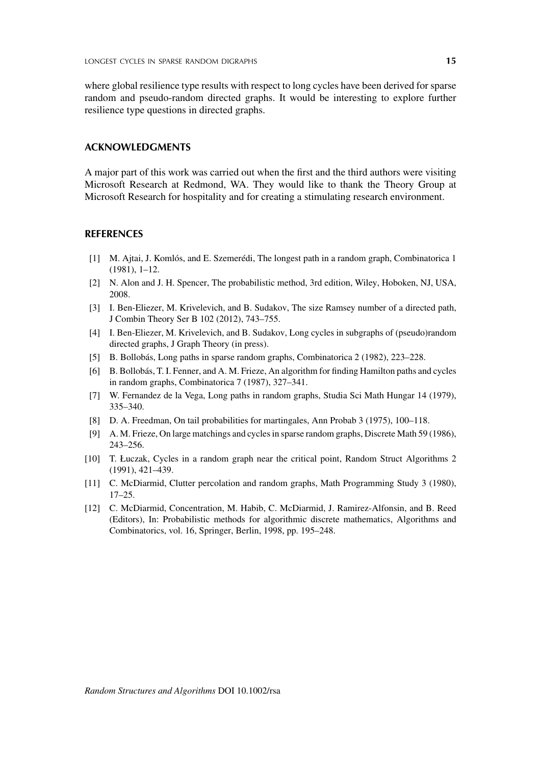where global resilience type results with respect to long cycles have been derived for sparse random and pseudo-random directed graphs. It would be interesting to explore further resilience type questions in directed graphs.

## ACKNOWLEDGMENTS

A major part of this work was carried out when the first and the third authors were visiting Microsoft Research at Redmond, WA. They would like to thank the Theory Group at Microsoft Research for hospitality and for creating a stimulating research environment.

## REFERENCES

[1] M. Ajtai, J. Komlós, and E. Szemerédi, The longest path in a random graph, Combinatorica 1 (1981), 1–12.

[2] N. Alon and J. H. Spencer, The probabilistic method, 3rd edition, Wiley, Hoboken, NJ, USA, 2008.

[3] I. Ben-Eliezer, M. Krivelevich, and B. Sudakov, The size Ramsey number of a directed path, J Combin Theory Ser B 102 (2012), 743–755.

[4] I. Ben-Eliezer, M. Krivelevich, and B. Sudakov, Long cycles in subgraphs of (pseudo)random directed graphs, J Graph Theory (in press).

[5] B. Bollobás, Long paths in sparse random graphs, Combinatorica 2 (1982), 223–228.

[6] B. Bollobás, T. I. Fenner, and A. M. Frieze, An algorithm for finding Hamilton paths and cycles in random graphs, Combinatorica 7 (1987), 327–341.

[7] W. Fernandez de la Vega, Long paths in random graphs, Studia Sci Math Hungar 14 (1979), 335–340.

[8] D. A. Freedman, On tail probabilities for martingales, Ann Probab 3 (1975), 100–118.

[9] A. M. Frieze, On large matchings and cycles in sparse random graphs, Discrete Math 59 (1986), 243–256.

[10] T. Łuczak, Cycles in a random graph near the critical point, Random Struct Algorithms 2 (1991), 421–439.

[11] C. McDiarmid, Clutter percolation and random graphs, Math Programming Study 3 (1980), 17–25.

[12] C. McDiarmid, Concentration, M. Habib, C. McDiarmid, J. Ramirez-Alfonsin, and B. Reed (Editors), In: Probabilistic methods for algorithmic discrete mathematics, Algorithms and Combinatorics, vol. 16, Springer, Berlin, 1998, pp. 195–248.